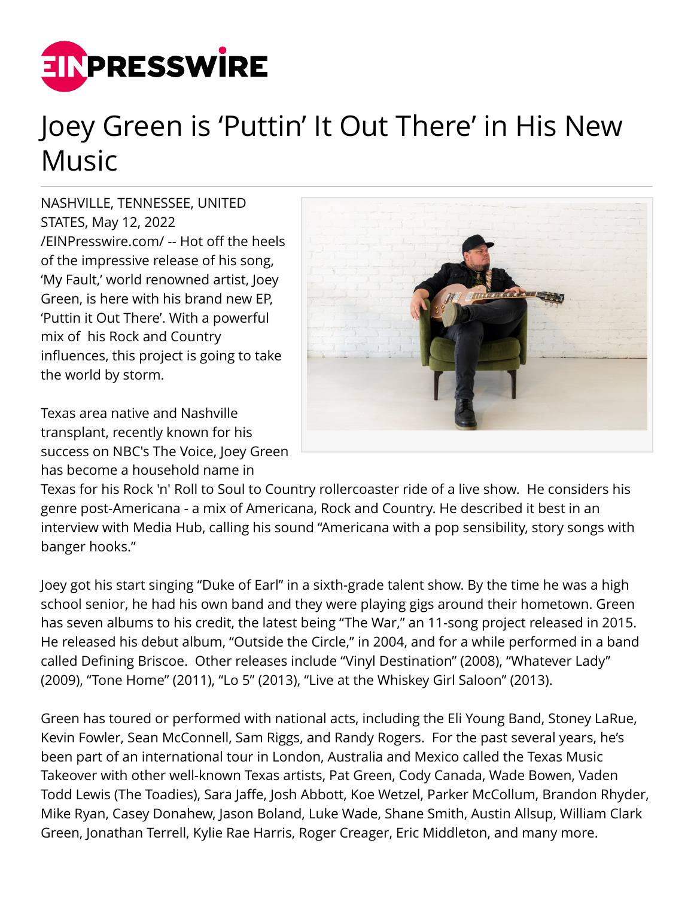# Joey Green is 'Puttin' It Out There' in His New Music

NASHVILLE, TENNESSEE, UNITED STATES, May 12, 2022 /EINPresswire.com/ -- Hot off the heels of the impressive release of his song, 'My Fault,' world renowned artist, Joey Green, is here with his brand new EP, 'Puttin it Out There'. With a powerful mix of his Rock and Country influences, this project is going to take the world by storm.

Texas area native and Nashville transplant, recently known for his success on NBC's The Voice, Joey Green has become a household name in Texas for his Rock 'n' Roll to Soul to Country rollercoaster ride of a live show. He considers his genre post-Americana - a mix of Americana, Rock and Country. He described it best in an interview with Media Hub, calling his sound "Americana with a pop sensibility, story songs with banger hooks."

Joey got his start singing "Duke of Earl" in a sixth-grade talent show. By the time he was a high school senior, he had his own band and they were playing gigs around their hometown. Green has seven albums to his credit, the latest being "The War," an 11-song project released in 2015. He released his debut album, "Outside the Circle," in 2004, and for a while performed in a band called Defining Briscoe. Other releases include "Vinyl Destination" (2008), "Whatever Lady" (2009), "Tone Home" (2011), "Lo 5" (2013), "Live at the Whiskey Girl Saloon" (2013).

Green has toured or performed with national acts, including the Eli Young Band, Stoney LaRue, Kevin Fowler, Sean McConnell, Sam Riggs, and Randy Rogers. For the past several years, he's been part of an international tour in London, Australia and Mexico called the Texas Music Takeover with other well-known Texas artists, Pat Green, Cody Canada, Wade Bowen, Vaden Todd Lewis (The Toadies), Sara Jaffe, Josh Abbott, Koe Wetzel, Parker McCollum, Brandon Rhyder, Mike Ryan, Casey Donahew, Jason Boland, Luke Wade, Shane Smith, Austin Allsup, William Clark Green, Jonathan Terrell, Kylie Rae Harris, Roger Creager, Eric Middleton, and many more.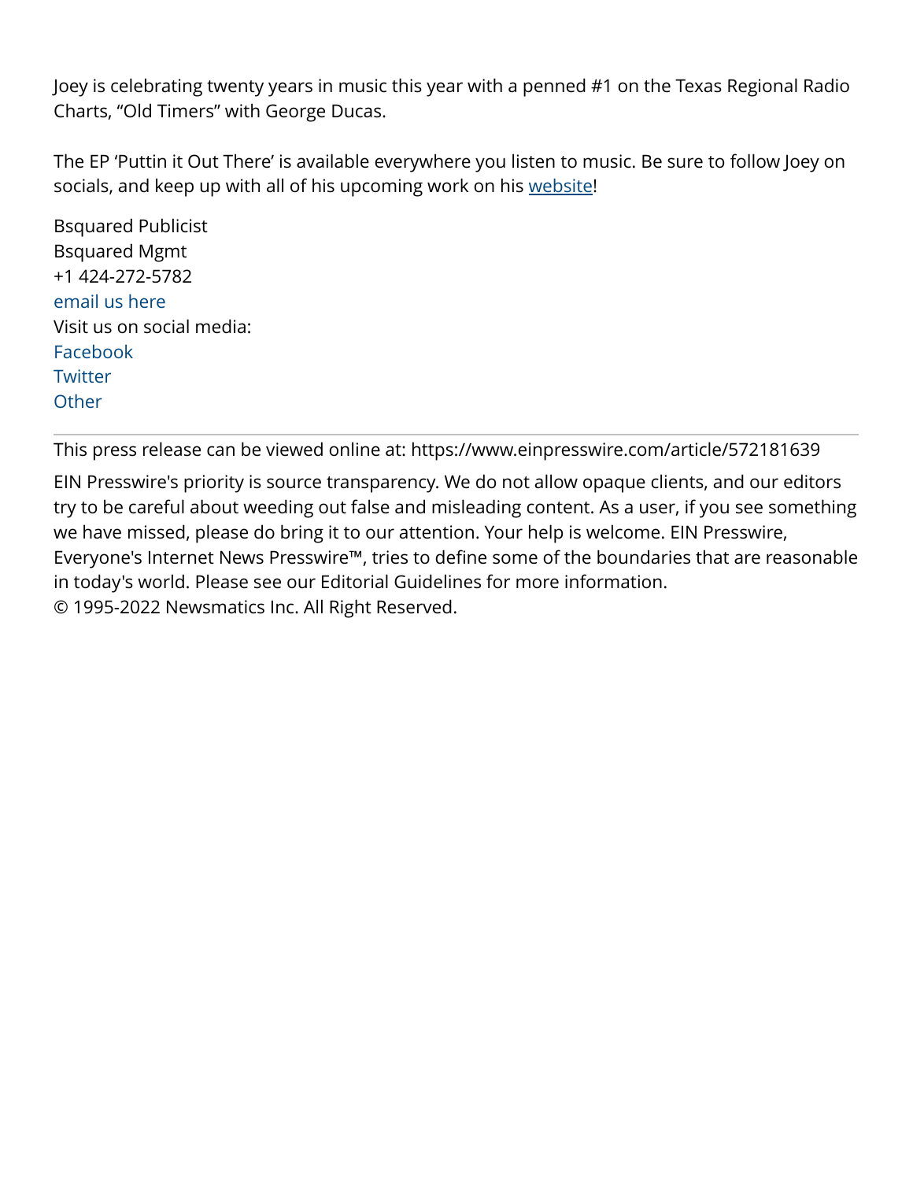Joey is celebrating twenty years in music this year with a penned #1 on the Texas Regional Radio Charts, “Old Timers” with George Ducas.

The EP ‘Puttin it Out There’ is available everywhere you listen to music. Be sure to follow Joey on socials, and keep up with all of his upcoming work on his website!

Bsquared Publicist
Bsquared Mgmt
+1 424-272-5782
email us here
Visit us on social media:
Facebook
Twitter
Other

---

This press release can be viewed online at: https://www.einpresswire.com/article/572181639

EIN Presswire's priority is source transparency. We do not allow opaque clients, and our editors try to be careful about weeding out false and misleading content. As a user, if you see something we have missed, please do bring it to our attention. Your help is welcome. EIN Presswire, Everyone's Internet News Presswire™, tries to define some of the boundaries that are reasonable in today's world. Please see our Editorial Guidelines for more information.
© 1995-2022 Newsmatics Inc. All Right Reserved.